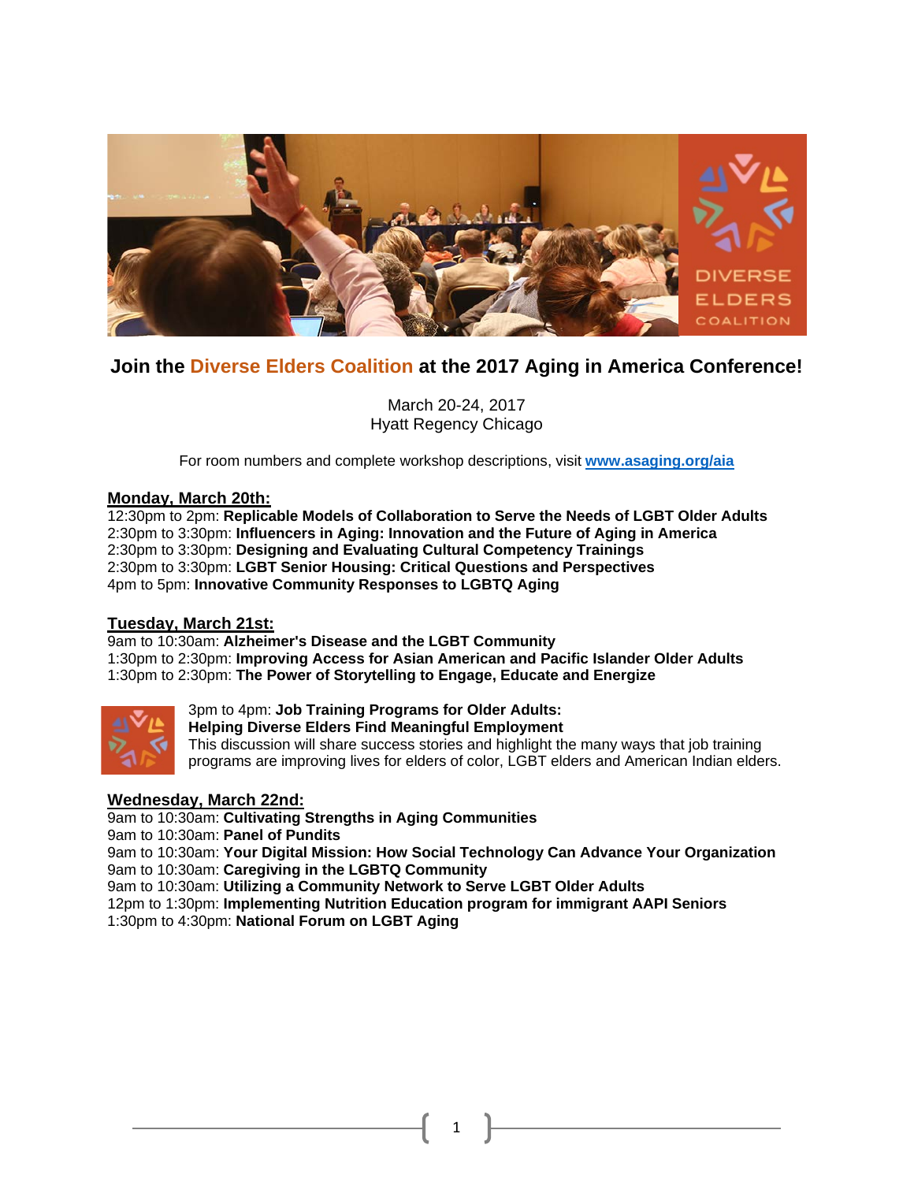# Join the Diverse Elders Coalition at the 2017 Aging in America Conference!

March 20-24, 2017
Hyatt Regency Chicago

For room numbers and complete workshop descriptions, visit **www.asaging.org/aia**

## Monday, March 20th:

12:30pm to 2pm: **Replicable Models of Collaboration to Serve the Needs of LGBT Older Adults**
2:30pm to 3:30pm: **Influencers in Aging: Innovation and the Future of Aging in America**
2:30pm to 3:30pm: **Designing and Evaluating Cultural Competency Trainings**
2:30pm to 3:30pm: **LGBT Senior Housing: Critical Questions and Perspectives**
4pm to 5pm: **Innovative Community Responses to LGBTQ Aging**

## Tuesday, March 21st:

9am to 10:30am: **Alzheimer's Disease and the LGBT Community**
1:30pm to 2:30pm: **Improving Access for Asian American and Pacific Islander Older Adults**
1:30pm to 2:30pm: **The Power of Storytelling to Engage, Educate and Energize**

3pm to 4pm: **Job Training Programs for Older Adults: Helping Diverse Elders Find Meaningful Employment**
This discussion will share success stories and highlight the many ways that job training programs are improving lives for elders of color, LGBT elders and American Indian elders.

## Wednesday, March 22nd:

9am to 10:30am: **Cultivating Strengths in Aging Communities**
9am to 10:30am: **Panel of Pundits**
9am to 10:30am: **Your Digital Mission: How Social Technology Can Advance Your Organization**
9am to 10:30am: **Caregiving in the LGBTQ Community**
9am to 10:30am: **Utilizing a Community Network to Serve LGBT Older Adults**
12pm to 1:30pm: **Implementing Nutrition Education program for immigrant AAPI Seniors**
1:30pm to 4:30pm: **National Forum on LGBT Aging**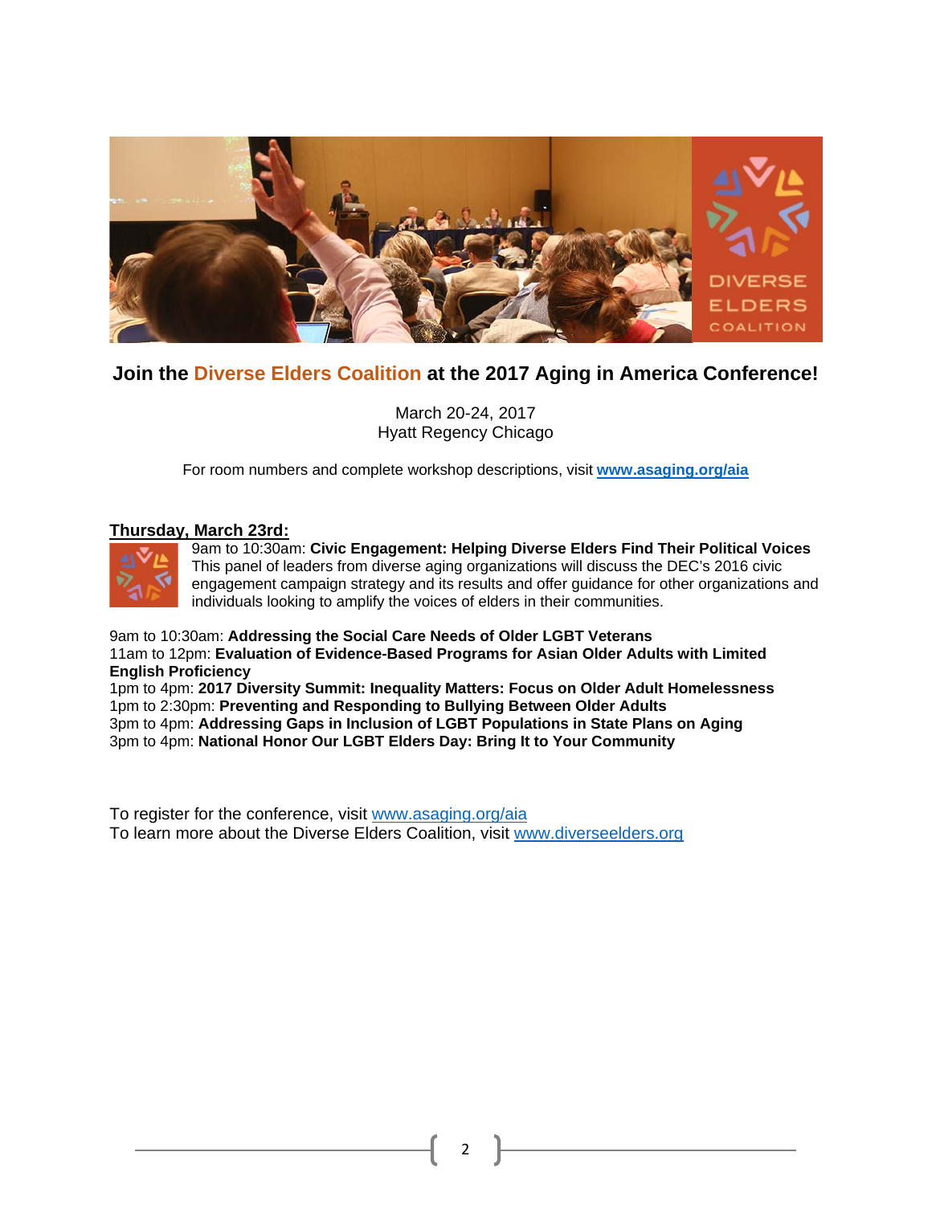## Join the Diverse Elders Coalition at the 2017 Aging in America Conference!

March 20-24, 2017
Hyatt Regency Chicago

For room numbers and complete workshop descriptions, visit **www.asaging.org/aia**

**Thursday, March 23rd:**

9am to 10:30am: **Civic Engagement: Helping Diverse Elders Find Their Political Voices**
This panel of leaders from diverse aging organizations will discuss the DEC's 2016 civic engagement campaign strategy and its results and offer guidance for other organizations and individuals looking to amplify the voices of elders in their communities.

9am to 10:30am: **Addressing the Social Care Needs of Older LGBT Veterans**
11am to 12pm: **Evaluation of Evidence-Based Programs for Asian Older Adults with Limited English Proficiency**
1pm to 4pm: **2017 Diversity Summit: Inequality Matters: Focus on Older Adult Homelessness**
1pm to 2:30pm: **Preventing and Responding to Bullying Between Older Adults**
3pm to 4pm: **Addressing Gaps in Inclusion of LGBT Populations in State Plans on Aging**
3pm to 4pm: **National Honor Our LGBT Elders Day: Bring It to Your Community**

To register for the conference, visit www.asaging.org/aia
To learn more about the Diverse Elders Coalition, visit www.diverseelders.org